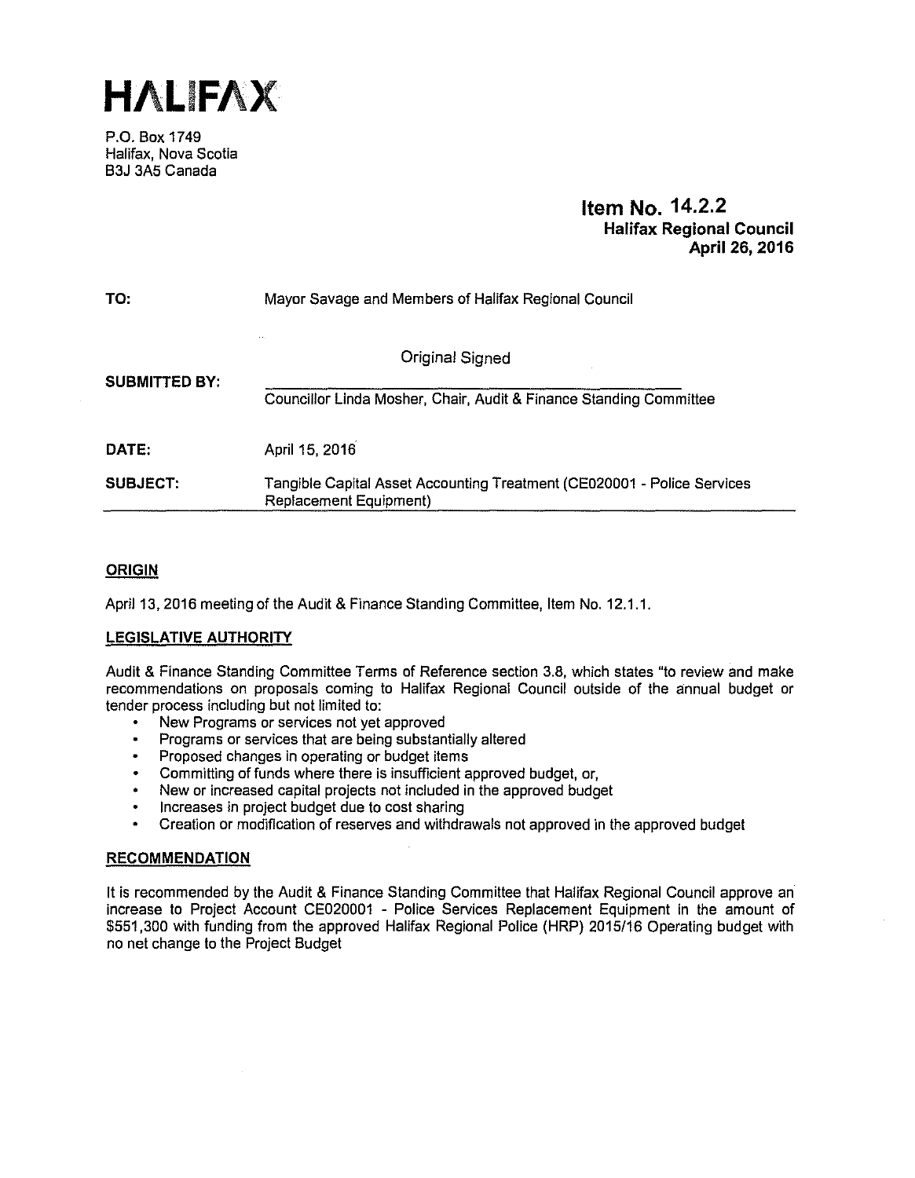# HALIFAX

P.O. Box 1749
Halifax, Nova Scotia
B3J 3A5 Canada

**Item No. 14.2.2**
**Halifax Regional Council**
**April 26, 2016**

**TO:** Mayor Savage and Members of Halifax Regional Council

**SUBMITTED BY:** Original Signed

Councillor Linda Mosher, Chair, Audit & Finance Standing Committee

**DATE:** April 15, 2016

**SUBJECT:** Tangible Capital Asset Accounting Treatment (CE020001 - Police Services Replacement Equipment)

## ORIGIN

April 13, 2016 meeting of the Audit & Finance Standing Committee, Item No. 12.1.1.

## LEGISLATIVE AUTHORITY

Audit & Finance Standing Committee Terms of Reference section 3.8, which states "to review and make recommendations on proposals coming to Halifax Regional Council outside of the annual budget or tender process including but not limited to:

- New Programs or services not yet approved
- Programs or services that are being substantially altered
- Proposed changes in operating or budget items
- Committing of funds where there is insufficient approved budget, or,
- New or increased capital projects not included in the approved budget
- Increases in project budget due to cost sharing
- Creation or modification of reserves and withdrawals not approved in the approved budget

## RECOMMENDATION

It is recommended by the Audit & Finance Standing Committee that Halifax Regional Council approve an increase to Project Account CE020001 - Police Services Replacement Equipment in the amount of $551,300 with funding from the approved Halifax Regional Police (HRP) 2015/16 Operating budget with no net change to the Project Budget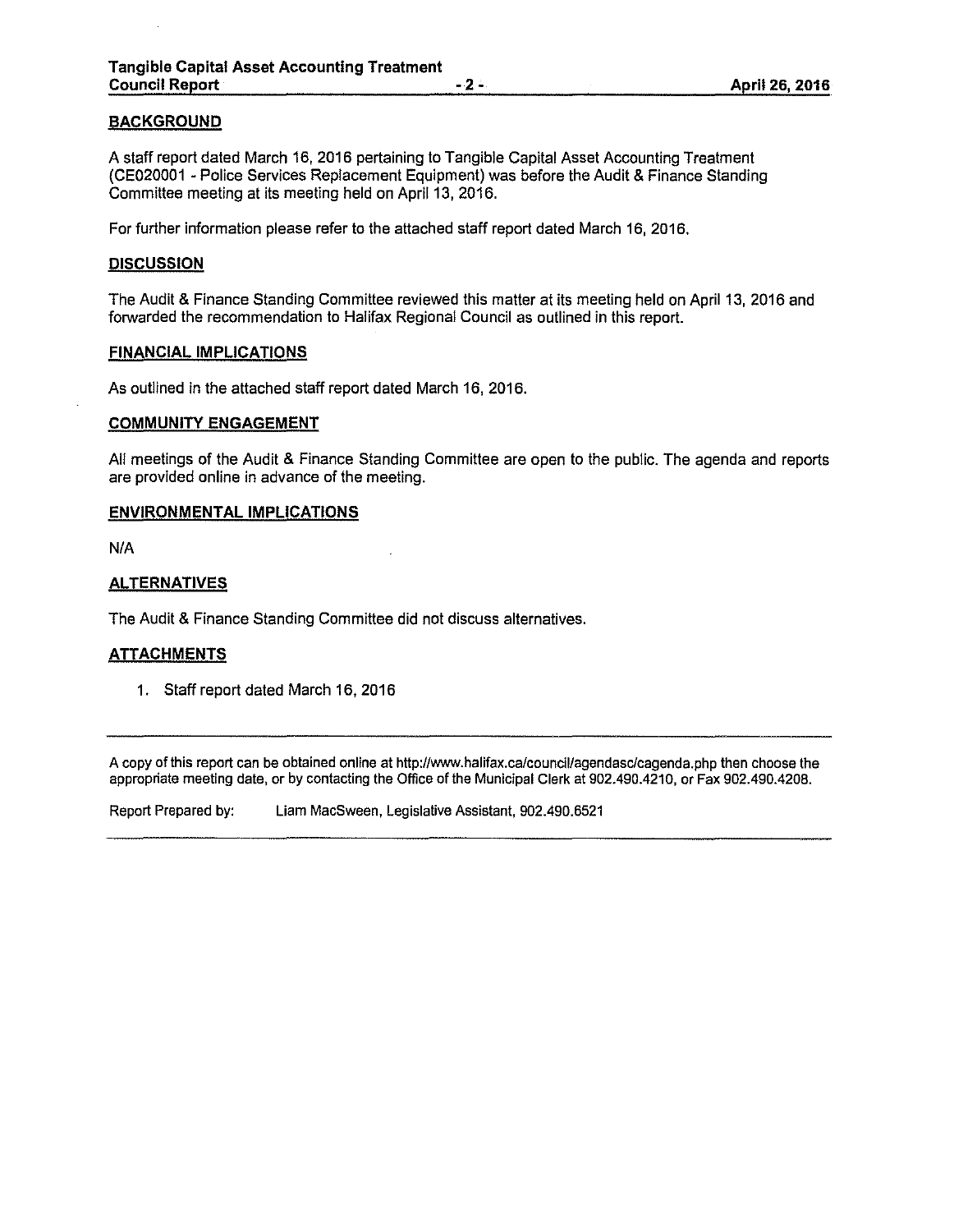## BACKGROUND

A staff report dated March 16, 2016 pertaining to Tangible Capital Asset Accounting Treatment (CE020001 - Police Services Replacement Equipment) was before the Audit & Finance Standing Committee meeting at its meeting held on April 13, 2016.

For further information please refer to the attached staff report dated March 16, 2016.

## DISCUSSION

The Audit & Finance Standing Committee reviewed this matter at its meeting held on April 13, 2016 and forwarded the recommendation to Halifax Regional Council as outlined in this report.

## FINANCIAL IMPLICATIONS

As outlined in the attached staff report dated March 16, 2016.

## COMMUNITY ENGAGEMENT

All meetings of the Audit & Finance Standing Committee are open to the public. The agenda and reports are provided online in advance of the meeting.

## ENVIRONMENTAL IMPLICATIONS

N/A

## ALTERNATIVES

The Audit & Finance Standing Committee did not discuss alternatives.

## ATTACHMENTS

1. Staff report dated March 16, 2016

---

A copy of this report can be obtained online at http://www.halifax.ca/council/agendasc/cagenda.php then choose the appropriate meeting date, or by contacting the Office of the Municipal Clerk at 902.490.4210, or Fax 902.490.4208.

Report Prepared by: Liam MacSween, Legislative Assistant, 902.490.6521

---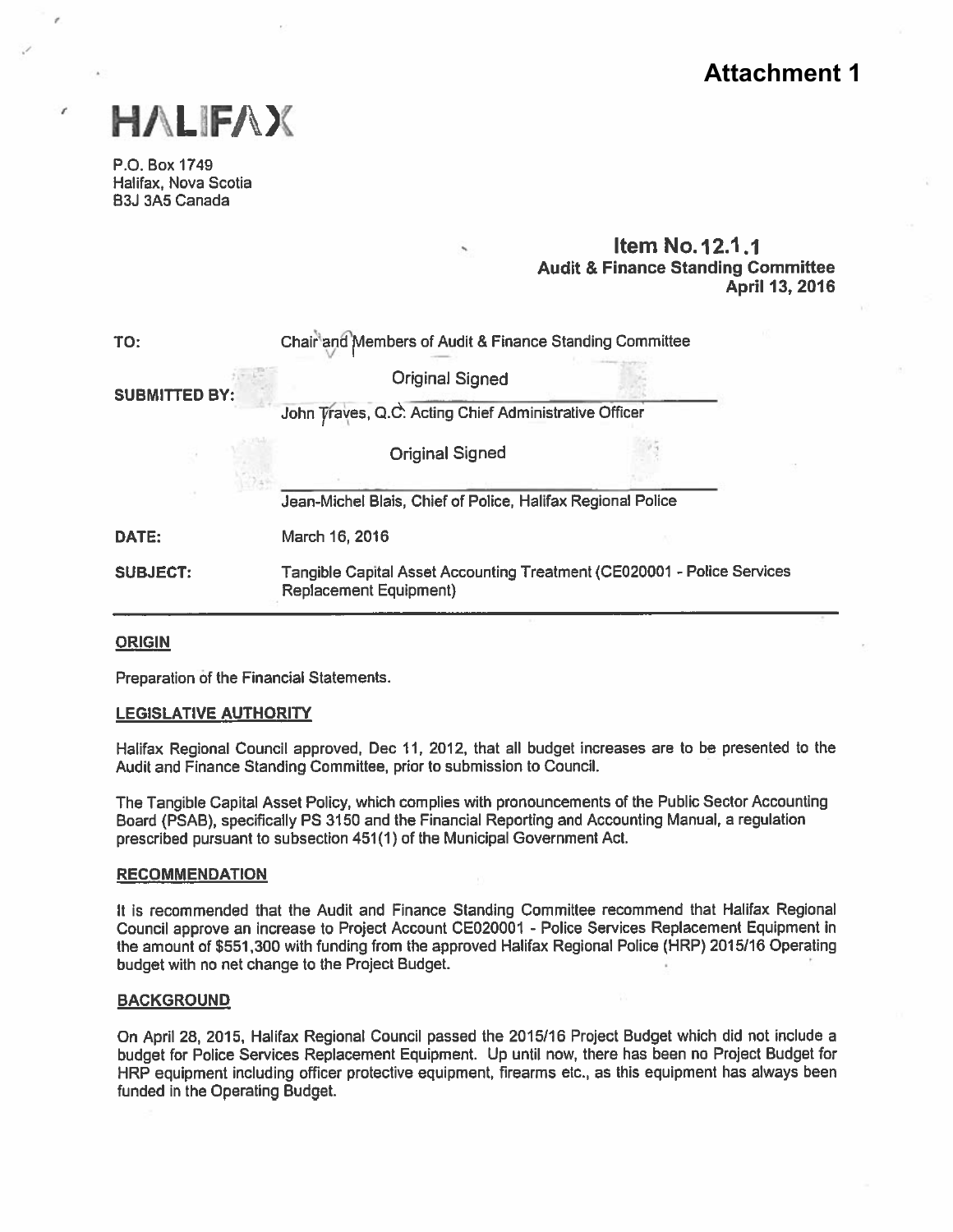# Attachment 1

**HALIFAX**

P.O. Box 1749
Halifax, Nova Scotia
B3J 3A5 Canada

**Item No. 12.1.1**
**Audit & Finance Standing Committee**
**April 13, 2016**

| | |
|---|---|
| TO: | Chair and Members of Audit & Finance Standing Committee |
| SUBMITTED BY: | Original Signed<br>John Traves, Q.C. Acting Chief Administrative Officer<br><br>Original Signed<br>Jean-Michel Blais, Chief of Police, Halifax Regional Police |
| DATE: | March 16, 2016 |
| SUBJECT: | Tangible Capital Asset Accounting Treatment (CE020001 - Police Services Replacement Equipment) |

## ORIGIN

Preparation of the Financial Statements.

## LEGISLATIVE AUTHORITY

Halifax Regional Council approved, Dec 11, 2012, that all budget increases are to be presented to the Audit and Finance Standing Committee, prior to submission to Council.

The Tangible Capital Asset Policy, which complies with pronouncements of the Public Sector Accounting Board (PSAB), specifically PS 3150 and the Financial Reporting and Accounting Manual, a regulation prescribed pursuant to subsection 451(1) of the Municipal Government Act.

## RECOMMENDATION

It is recommended that the Audit and Finance Standing Committee recommend that Halifax Regional Council approve an increase to Project Account CE020001 - Police Services Replacement Equipment in the amount of $551,300 with funding from the approved Halifax Regional Police (HRP) 2015/16 Operating budget with no net change to the Project Budget.

## BACKGROUND

On April 28, 2015, Halifax Regional Council passed the 2015/16 Project Budget which did not include a budget for Police Services Replacement Equipment. Up until now, there has been no Project Budget for HRP equipment including officer protective equipment, firearms etc., as this equipment has always been funded in the Operating Budget.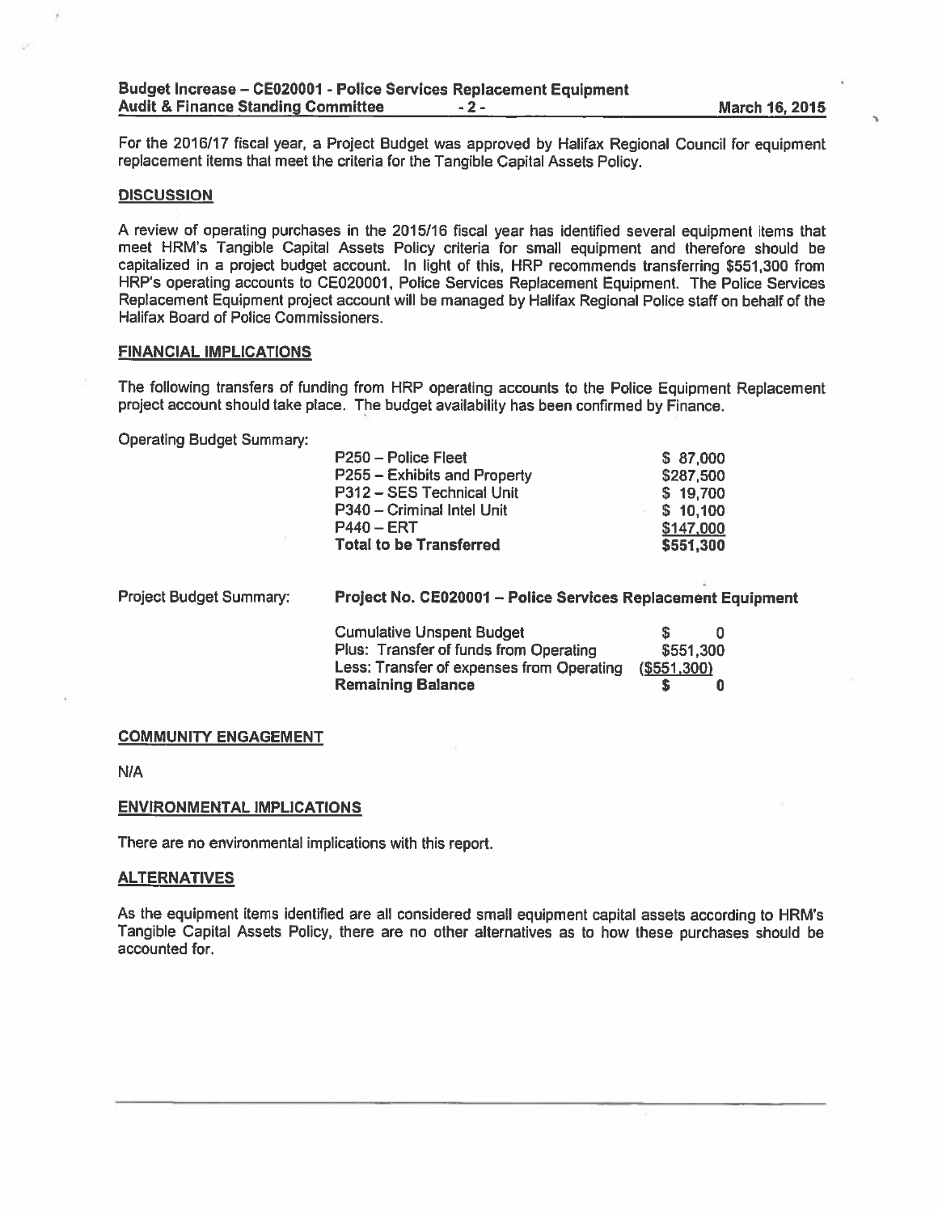For the 2016/17 fiscal year, a Project Budget was approved by Halifax Regional Council for equipment replacement items that meet the criteria for the Tangible Capital Assets Policy.

## DISCUSSION

A review of operating purchases in the 2015/16 fiscal year has identified several equipment items that meet HRM's Tangible Capital Assets Policy criteria for small equipment and therefore should be capitalized in a project budget account. In light of this, HRP recommends transferring $551,300 from HRP's operating accounts to CE020001, Police Services Replacement Equipment. The Police Services Replacement Equipment project account will be managed by Halifax Regional Police staff on behalf of the Halifax Board of Police Commissioners.

## FINANCIAL IMPLICATIONS

The following transfers of funding from HRP operating accounts to the Police Equipment Replacement project account should take place. The budget availability has been confirmed by Finance.

Operating Budget Summary:

| Account | Amount |
|---|---|
| P250 – Police Fleet | $ 87,000 |
| P255 – Exhibits and Property | $287,500 |
| P312 – SES Technical Unit | $ 19,700 |
| P340 – Criminal Intel Unit | $ 10,100 |
| P440 – ERT | $147,000 |
| **Total to be Transferred** | **$551,300** |

Project Budget Summary: **Project No. CE020001 – Police Services Replacement Equipment**

| Item | Amount |
|---|---|
| Cumulative Unspent Budget | $ 0 |
| Plus: Transfer of funds from Operating | $551,300 |
| Less: Transfer of expenses from Operating | ($551,300) |
| **Remaining Balance** | **$ 0** |

## COMMUNITY ENGAGEMENT

N/A

## ENVIRONMENTAL IMPLICATIONS

There are no environmental implications with this report.

## ALTERNATIVES

As the equipment items identified are all considered small equipment capital assets according to HRM's Tangible Capital Assets Policy, there are no other alternatives as to how these purchases should be accounted for.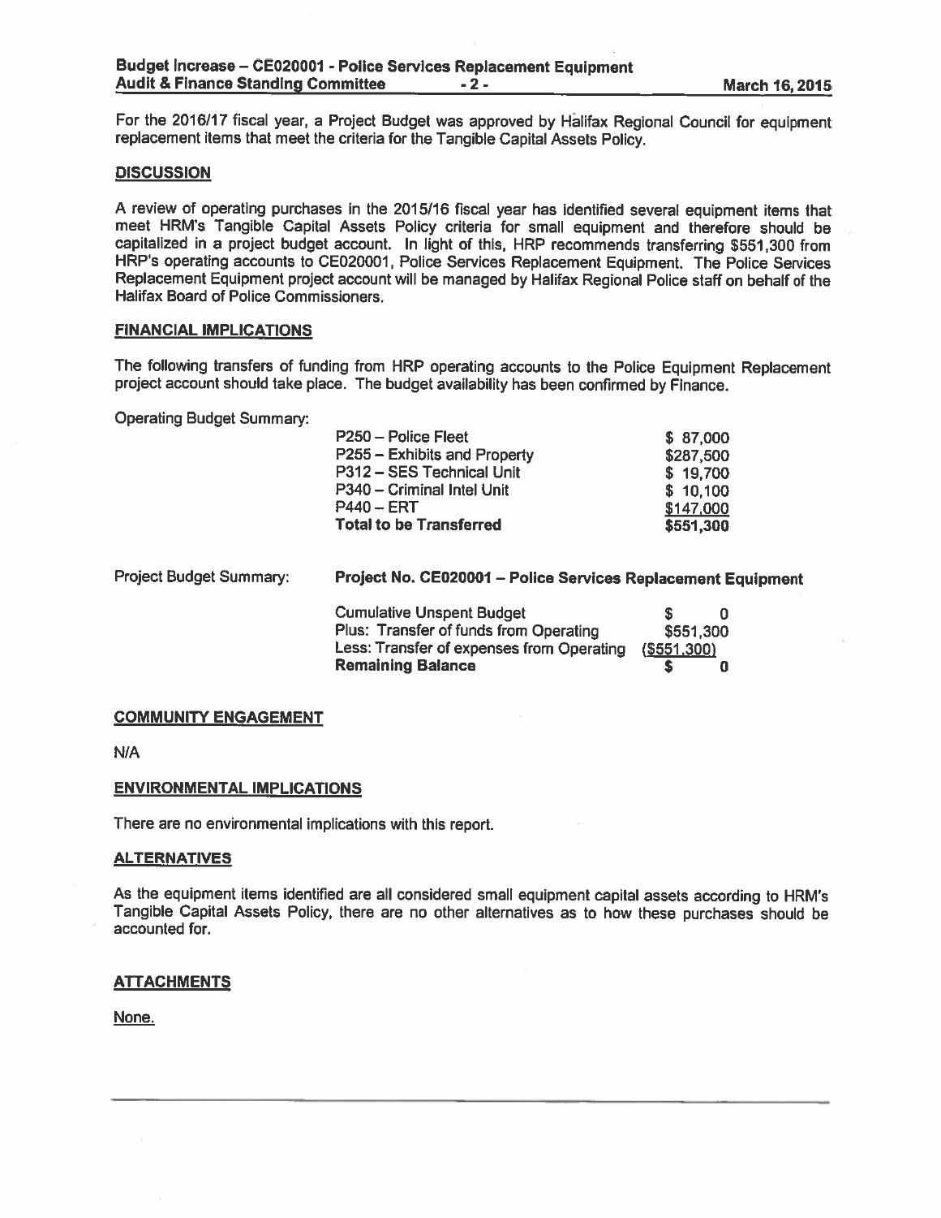For the 2016/17 fiscal year, a Project Budget was approved by Halifax Regional Council for equipment replacement items that meet the criteria for the Tangible Capital Assets Policy.

## DISCUSSION

A review of operating purchases in the 2015/16 fiscal year has identified several equipment items that meet HRM's Tangible Capital Assets Policy criteria for small equipment and therefore should be capitalized in a project budget account. In light of this, HRP recommends transferring $551,300 from HRP's operating accounts to CE020001, Police Services Replacement Equipment. The Police Services Replacement Equipment project account will be managed by Halifax Regional Police staff on behalf of the Halifax Board of Police Commissioners.

## FINANCIAL IMPLICATIONS

The following transfers of funding from HRP operating accounts to the Police Equipment Replacement project account should take place. The budget availability has been confirmed by Finance.

Operating Budget Summary:

| | |
|---|---|
| P250 – Police Fleet | $ 87,000 |
| P255 – Exhibits and Property | $287,500 |
| P312 – SES Technical Unit | $ 19,700 |
| P340 – Criminal Intel Unit | $ 10,100 |
| P440 – ERT | $147,000 |
| **Total to be Transferred** | **$551,300** |

Project Budget Summary: **Project No. CE020001 – Police Services Replacement Equipment**

| | |
|---|---|
| Cumulative Unspent Budget | $ 0 |
| Plus: Transfer of funds from Operating | $551,300 |
| Less: Transfer of expenses from Operating | ($551,300) |
| **Remaining Balance** | **$ 0** |

## COMMUNITY ENGAGEMENT

N/A

## ENVIRONMENTAL IMPLICATIONS

There are no environmental implications with this report.

## ALTERNATIVES

As the equipment items identified are all considered small equipment capital assets according to HRM's Tangible Capital Assets Policy, there are no other alternatives as to how these purchases should be accounted for.

## ATTACHMENTS

None.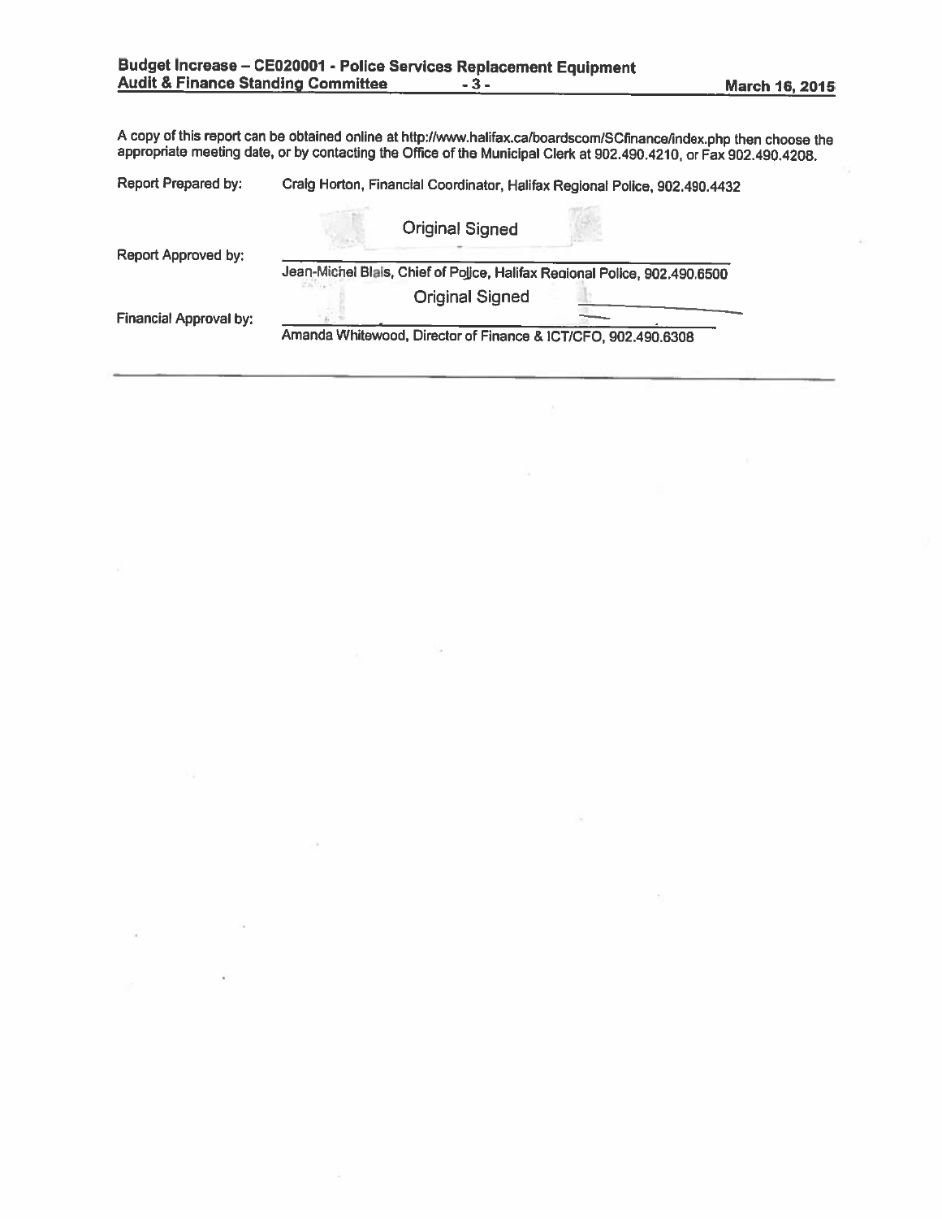A copy of this report can be obtained online at http://www.halifax.ca/boardscom/SCfinance/index.php then choose the appropriate meeting date, or by contacting the Office of the Municipal Clerk at 902.490.4210, or Fax 902.490.4208.

Report Prepared by: Craig Horton, Financial Coordinator, Halifax Regional Police, 902.490.4432

Original Signed

Report Approved by: Jean-Michel Blais, Chief of Police, Halifax Regional Police, 902.490.6500

Original Signed

Financial Approval by: Amanda Whitewood, Director of Finance & ICT/CFO, 902.490.6308